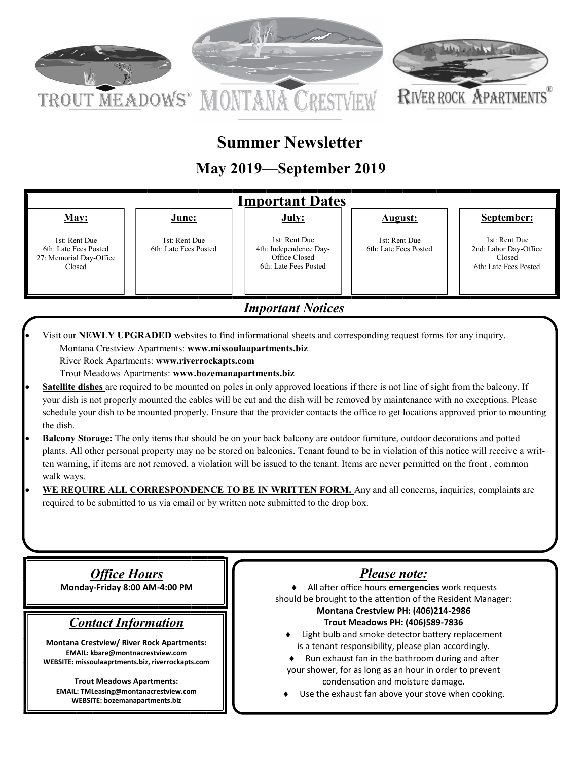TROUT MEADOWS® MONTANA CRESTVIEW RIVER ROCK APARTMENTS®

# Summer Newsletter

## May 2019—September 2019

## Important Dates

| May: | June: | July: | August: | September: |
|---|---|---|---|---|
| 1st: Rent Due<br>6th: Late Fees Posted<br>27: Memorial Day-Office Closed | 1st: Rent Due<br>6th: Late Fees Posted | 1st: Rent Due<br>4th: Independence Day-Office Closed<br>6th: Late Fees Posted | 1st: Rent Due<br>6th: Late Fees Posted | 1st: Rent Due<br>2nd: Labor Day-Office Closed<br>6th: Late Fees Posted |

## *Important Notices*

- Visit our **NEWLY UPGRADED** websites to find informational sheets and corresponding request forms for any inquiry.
  Montana Crestview Apartments: **www.missoulaapartments.biz**
  River Rock Apartments: **www.riverrockapts.com**
  Trout Meadows Apartments: **www.bozemanapartments.biz**
- **Satellite dishes** are required to be mounted on poles in only approved locations if there is not line of sight from the balcony. If your dish is not properly mounted the cables will be cut and the dish will be removed by maintenance with no exceptions. Please schedule your dish to be mounted properly. Ensure that the provider contacts the office to get locations approved prior to mounting the dish.
- **Balcony Storage:** The only items that should be on your back balcony are outdoor furniture, outdoor decorations and potted plants. All other personal property may no be stored on balconies. Tenant found to be in violation of this notice will receive a written warning, if items are not removed, a violation will be issued to the tenant. Items are never permitted on the front , common walk ways.
- **WE REQUIRE ALL CORRESPONDENCE TO BE IN WRITTEN FORM.** Any and all concerns, inquiries, complaints are required to be submitted to us via email or by written note submitted to the drop box.

## *Office Hours*

**Monday-Friday 8:00 AM-4:00 PM**

## *Contact Information*

**Montana Crestview/ River Rock Apartments:**
**EMAIL: kbare@montnacrestview.com**
**WEBSITE: missoulaaprtments.biz, riverrockapts.com**

**Trout Meadows Apartments:**
**EMAIL: TMLeasing@montanacrestview.com**
**WEBSITE: bozemanapartments.biz**

## *Please note:*

- All after office hours **emergencies** work requests should be brought to the attention of the Resident Manager:
  **Montana Crestview PH: (406)214-2986**
  **Trout Meadows PH: (406)589-7836**
- Light bulb and smoke detector battery replacement is a tenant responsibility, please plan accordingly.
- Run exhaust fan in the bathroom during and after your shower, for as long as an hour in order to prevent condensation and moisture damage.
- Use the exhaust fan above your stove when cooking.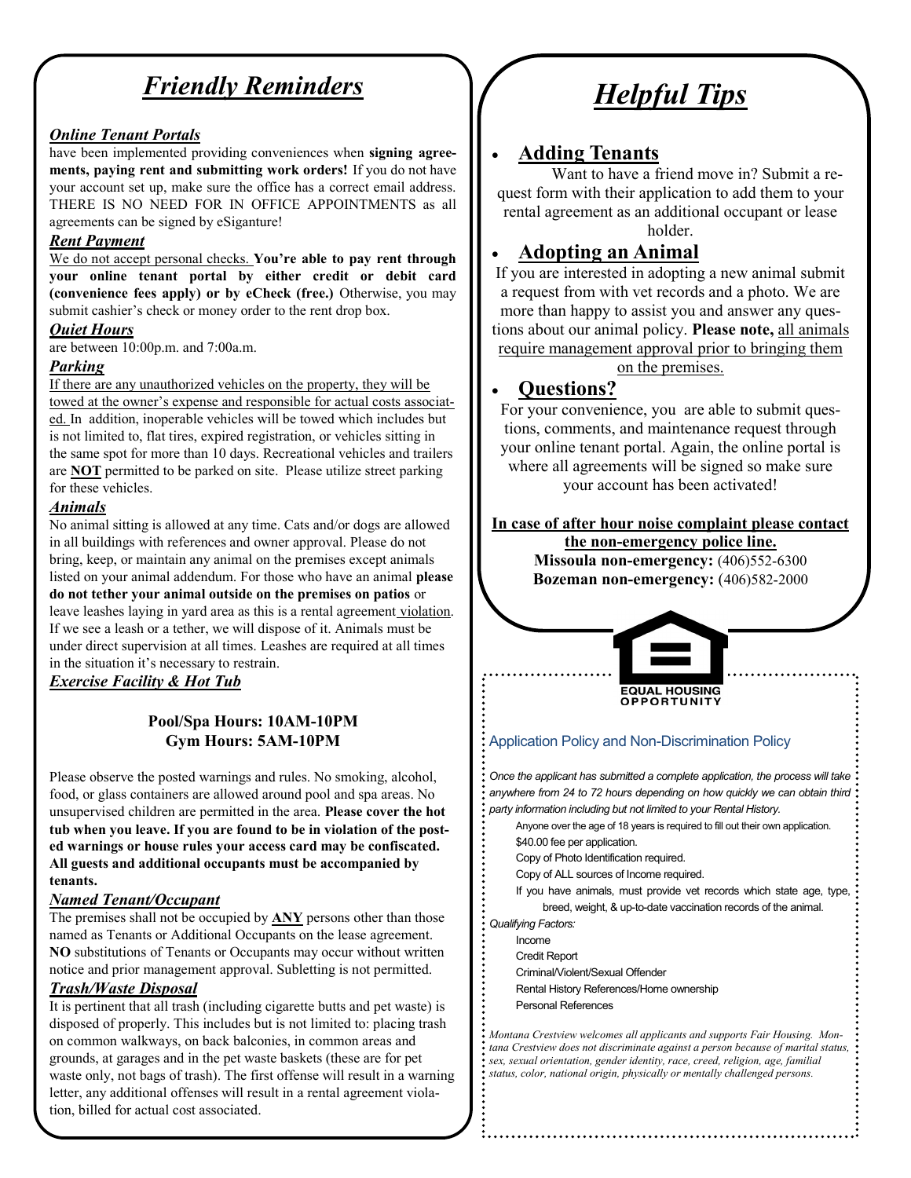# *Friendly Reminders*

### *Online Tenant Portals*

have been implemented providing conveniences when **signing agreements, paying rent and submitting work orders!** If you do not have your account set up, make sure the office has a correct email address. THERE IS NO NEED FOR IN OFFICE APPOINTMENTS as all agreements can be signed by eSiganture!

### *Rent Payment*

We do not accept personal checks. **You're able to pay rent through your online tenant portal by either credit or debit card (convenience fees apply) or by eCheck (free.)** Otherwise, you may submit cashier's check or money order to the rent drop box.

### *Quiet Hours*

are between 10:00p.m. and 7:00a.m.

### *Parking*

If there are any unauthorized vehicles on the property, they will be towed at the owner's expense and responsible for actual costs associated. In addition, inoperable vehicles will be towed which includes but is not limited to, flat tires, expired registration, or vehicles sitting in the same spot for more than 10 days. Recreational vehicles and trailers are **NOT** permitted to be parked on site. Please utilize street parking for these vehicles.

### *Animals*

No animal sitting is allowed at any time. Cats and/or dogs are allowed in all buildings with references and owner approval. Please do not bring, keep, or maintain any animal on the premises except animals listed on your animal addendum. For those who have an animal **please do not tether your animal outside on the premises on patios** or leave leashes laying in yard area as this is a rental agreement violation. If we see a leash or a tether, we will dispose of it. Animals must be under direct supervision at all times. Leashes are required at all times in the situation it's necessary to restrain.

### *Exercise Facility & Hot Tub*

**Pool/Spa Hours: 10AM-10PM**
**Gym Hours: 5AM-10PM**

Please observe the posted warnings and rules. No smoking, alcohol, food, or glass containers are allowed around pool and spa areas. No unsupervised children are permitted in the area. **Please cover the hot tub when you leave. If you are found to be in violation of the posted warnings or house rules your access card may be confiscated. All guests and additional occupants must be accompanied by tenants.**

### *Named Tenant/Occupant*

The premises shall not be occupied by **ANY** persons other than those named as Tenants or Additional Occupants on the lease agreement. **NO** substitutions of Tenants or Occupants may occur without written notice and prior management approval. Subletting is not permitted.

### *Trash/Waste Disposal*

It is pertinent that all trash (including cigarette butts and pet waste) is disposed of properly. This includes but is not limited to: placing trash on common walkways, on back balconies, in common areas and grounds, at garages and in the pet waste baskets (these are for pet waste only, not bags of trash). The first offense will result in a warning letter, any additional offenses will result in a rental agreement violation, billed for actual cost associated.

# *Helpful Tips*

- **Adding Tenants**

  Want to have a friend move in? Submit a request form with their application to add them to your rental agreement as an additional occupant or lease holder.

- **Adopting an Animal**

  If you are interested in adopting a new animal submit a request from with vet records and a photo. We are more than happy to assist you and answer any questions about our animal policy. **Please note,** all animals require management approval prior to bringing them on the premises.

- **Questions?**

  For your convenience, you are able to submit questions, comments, and maintenance request through your online tenant portal. Again, the online portal is where all agreements will be signed so make sure your account has been activated!

**In case of after hour noise complaint please contact the non-emergency police line.**

**Missoula non-emergency:** (406)552-6300
**Bozeman non-emergency:** (406)582-2000

EQUAL HOUSING OPPORTUNITY

## Application Policy and Non-Discrimination Policy

*Once the applicant has submitted a complete application, the process will take anywhere from 24 to 72 hours depending on how quickly we can obtain third party information including but not limited to your Rental History.*

- Anyone over the age of 18 years is required to fill out their own application.
- $40.00 fee per application.
- Copy of Photo Identification required.
- Copy of ALL sources of Income required.
- If you have animals, must provide vet records which state age, type, breed, weight, & up-to-date vaccination records of the animal.

*Qualifying Factors:*

- Income
- Credit Report
- Criminal/Violent/Sexual Offender
- Rental History References/Home ownership
- Personal References

*Montana Crestview welcomes all applicants and supports Fair Housing. Montana Crestview does not discriminate against a person because of marital status, sex, sexual orientation, gender identity, race, creed, religion, age, familial status, color, national origin, physically or mentally challenged persons.*